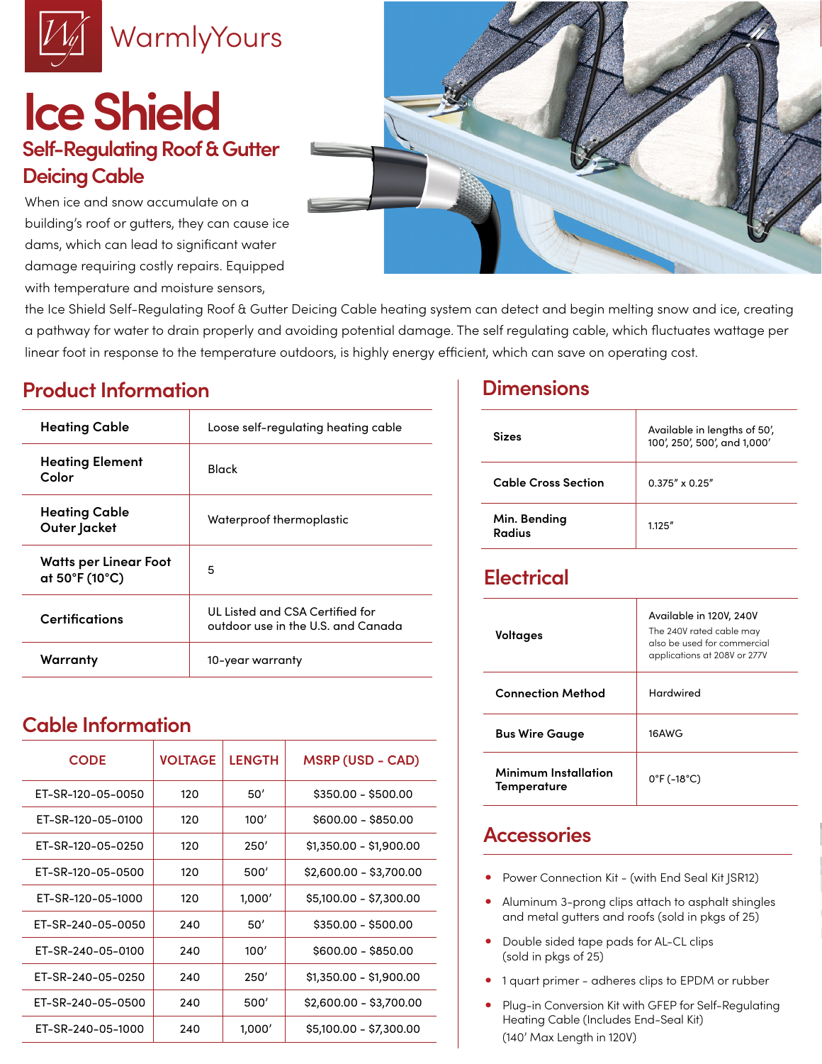WarmlyYours

# Ice Shield

## Self-Regulating Roof & Gutter Deicing Cable

When ice and snow accumulate on a building's roof or gutters, they can cause ice dams, which can lead to significant water damage requiring costly repairs. Equipped with temperature and moisture sensors, the Ice Shield Self-Regulating Roof & Gutter Deicing Cable heating system can detect and begin melting snow and ice, creating a pathway for water to drain properly and avoiding potential damage. The self regulating cable, which fluctuates wattage per linear foot in response to the temperature outdoors, is highly energy efficient, which can save on operating cost.

## Product Information

| | |
|---|---|
| **Heating Cable** | Loose self-regulating heating cable |
| **Heating Element Color** | Black |
| **Heating Cable Outer Jacket** | Waterproof thermoplastic |
| **Watts per Linear Foot at 50°F (10°C)** | 5 |
| **Certifications** | UL Listed and CSA Certified for outdoor use in the U.S. and Canada |
| **Warranty** | 10-year warranty |

## Cable Information

| CODE | VOLTAGE | LENGTH | MSRP (USD - CAD) |
|---|---|---|---|
| ET-SR-120-05-0050 | 120 | 50′ | $350.00 - $500.00 |
| ET-SR-120-05-0100 | 120 | 100′ | $600.00 - $850.00 |
| ET-SR-120-05-0250 | 120 | 250′ | $1,350.00 - $1,900.00 |
| ET-SR-120-05-0500 | 120 | 500′ | $2,600.00 - $3,700.00 |
| ET-SR-120-05-1000 | 120 | 1,000′ | $5,100.00 - $7,300.00 |
| ET-SR-240-05-0050 | 240 | 50′ | $350.00 - $500.00 |
| ET-SR-240-05-0100 | 240 | 100′ | $600.00 - $850.00 |
| ET-SR-240-05-0250 | 240 | 250′ | $1,350.00 - $1,900.00 |
| ET-SR-240-05-0500 | 240 | 500′ | $2,600.00 - $3,700.00 |
| ET-SR-240-05-1000 | 240 | 1,000′ | $5,100.00 - $7,300.00 |

## Dimensions

| | |
|---|---|
| **Sizes** | Available in lengths of 50′, 100′, 250′, 500′, and 1,000′ |
| **Cable Cross Section** | 0.375″ x 0.25″ |
| **Min. Bending Radius** | 1.125″ |

## Electrical

| | |
|---|---|
| **Voltages** | Available in 120V, 240V<br>The 240V rated cable may also be used for commercial applications at 208V or 277V |
| **Connection Method** | Hardwired |
| **Bus Wire Gauge** | 16AWG |
| **Minimum Installation Temperature** | 0°F (-18°C) |

## Accessories

- Power Connection Kit - (with End Seal Kit JSR12)
- Aluminum 3-prong clips attach to asphalt shingles and metal gutters and roofs (sold in pkgs of 25)
- Double sided tape pads for AL-CL clips (sold in pkgs of 25)
- 1 quart primer - adheres clips to EPDM or rubber
- Plug-in Conversion Kit with GFEP for Self-Regulating Heating Cable (Includes End-Seal Kit) (140′ Max Length in 120V)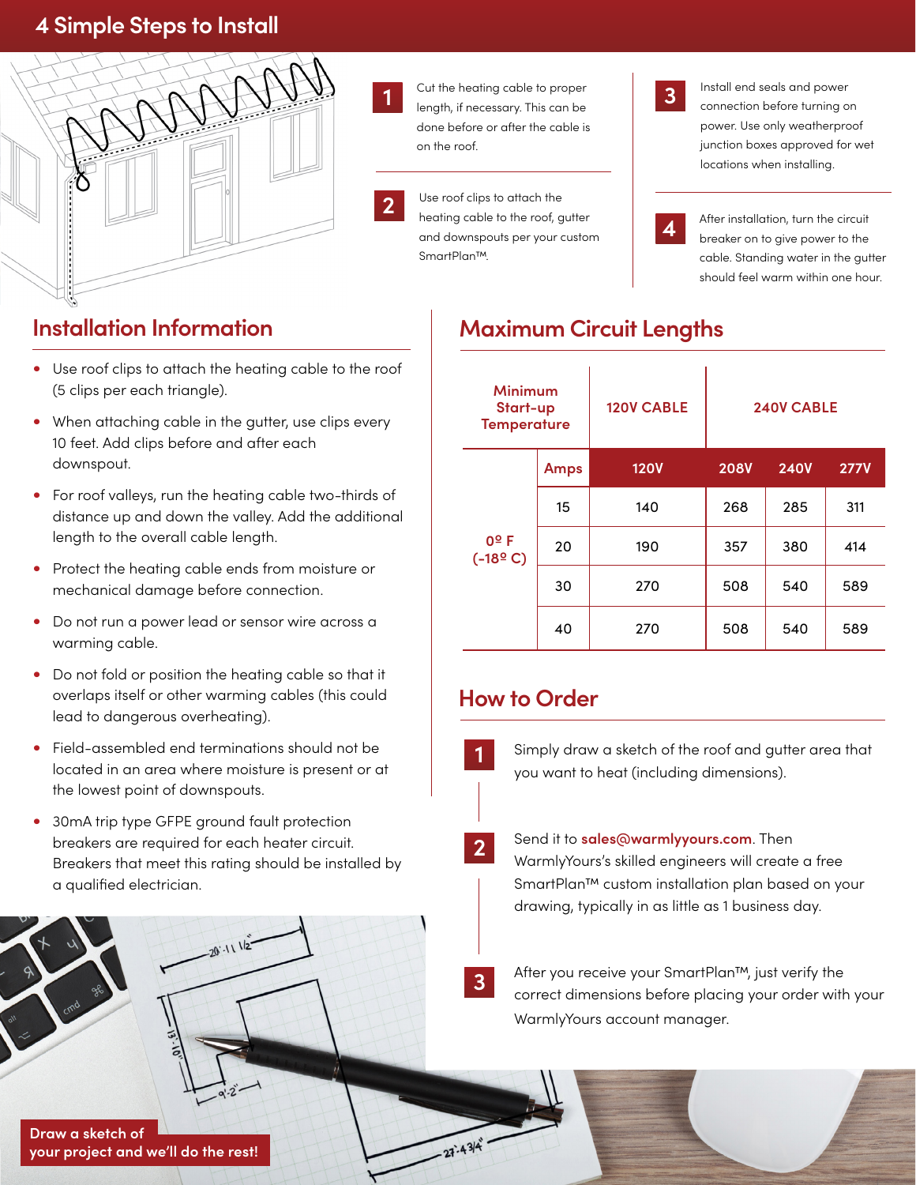## 4 Simple Steps to Install

**1** Cut the heating cable to proper length, if necessary. This can be done before or after the cable is on the roof.

**2** Use roof clips to attach the heating cable to the roof, gutter and downspouts per your custom SmartPlan™.

**3** Install end seals and power connection before turning on power. Use only weatherproof junction boxes approved for wet locations when installing.

**4** After installation, turn the circuit breaker on to give power to the cable. Standing water in the gutter should feel warm within one hour.

## Installation Information

- Use roof clips to attach the heating cable to the roof (5 clips per each triangle).
- When attaching cable in the gutter, use clips every 10 feet. Add clips before and after each downspout.
- For roof valleys, run the heating cable two-thirds of distance up and down the valley. Add the additional length to the overall cable length.
- Protect the heating cable ends from moisture or mechanical damage before connection.
- Do not run a power lead or sensor wire across a warming cable.
- Do not fold or position the heating cable so that it overlaps itself or other warming cables (this could lead to dangerous overheating).
- Field-assembled end terminations should not be located in an area where moisture is present or at the lowest point of downspouts.
- 30mA trip type GFPE ground fault protection breakers are required for each heater circuit. Breakers that meet this rating should be installed by a qualified electrician.

## Maximum Circuit Lengths

| Minimum Start-up Temperature | | 120V CABLE | 240V CABLE | | |
|---|---|---|---|---|---|
| | Amps | 120V | 208V | 240V | 277V |
| 0º F (-18º C) | 15 | 140 | 268 | 285 | 311 |
| | 20 | 190 | 357 | 380 | 414 |
| | 30 | 270 | 508 | 540 | 589 |
| | 40 | 270 | 508 | 540 | 589 |

## How to Order

**1** Simply draw a sketch of the roof and gutter area that you want to heat (including dimensions).

**2** Send it to **sales@warmlyyours.com**. Then WarmlyYours's skilled engineers will create a free SmartPlan™ custom installation plan based on your drawing, typically in as little as 1 business day.

**3** After you receive your SmartPlan™, just verify the correct dimensions before placing your order with your WarmlyYours account manager.

**Draw a sketch of your project and we'll do the rest!**